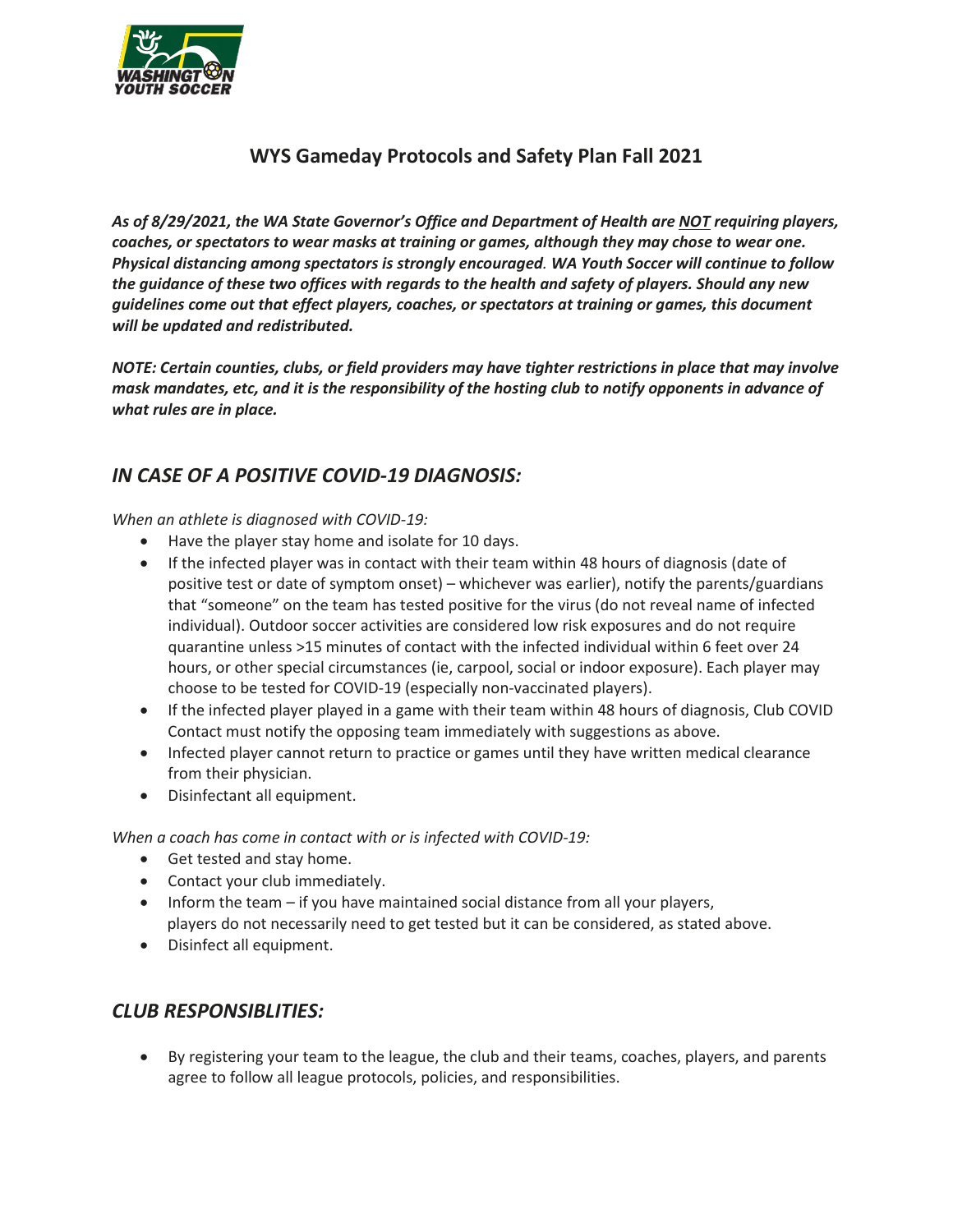# WYS Gameday Protocols and Safety Plan Fall 2021

***As of 8/29/2021, the WA State Governor's Office and Department of Health are <u>NOT</u> requiring players, coaches, or spectators to wear masks at training or games, although they may chose to wear one. Physical distancing among spectators is strongly encouraged. WA Youth Soccer will continue to follow the guidance of these two offices with regards to the health and safety of players. Should any new guidelines come out that effect players, coaches, or spectators at training or games, this document will be updated and redistributed.***

***NOTE: Certain counties, clubs, or field providers may have tighter restrictions in place that may involve mask mandates, etc, and it is the responsibility of the hosting club to notify opponents in advance of what rules are in place.***

## *IN CASE OF A POSITIVE COVID-19 DIAGNOSIS:*

*When an athlete is diagnosed with COVID-19:*

- Have the player stay home and isolate for 10 days.
- If the infected player was in contact with their team within 48 hours of diagnosis (date of positive test or date of symptom onset) – whichever was earlier), notify the parents/guardians that "someone" on the team has tested positive for the virus (do not reveal name of infected individual). Outdoor soccer activities are considered low risk exposures and do not require quarantine unless >15 minutes of contact with the infected individual within 6 feet over 24 hours, or other special circumstances (ie, carpool, social or indoor exposure). Each player may choose to be tested for COVID-19 (especially non-vaccinated players).
- If the infected player played in a game with their team within 48 hours of diagnosis, Club COVID Contact must notify the opposing team immediately with suggestions as above.
- Infected player cannot return to practice or games until they have written medical clearance from their physician.
- Disinfectant all equipment.

*When a coach has come in contact with or is infected with COVID-19:*

- Get tested and stay home.
- Contact your club immediately.
- Inform the team – if you have maintained social distance from all your players, players do not necessarily need to get tested but it can be considered, as stated above.
- Disinfect all equipment.

## *CLUB RESPONSIBLITIES:*

- By registering your team to the league, the club and their teams, coaches, players, and parents agree to follow all league protocols, policies, and responsibilities.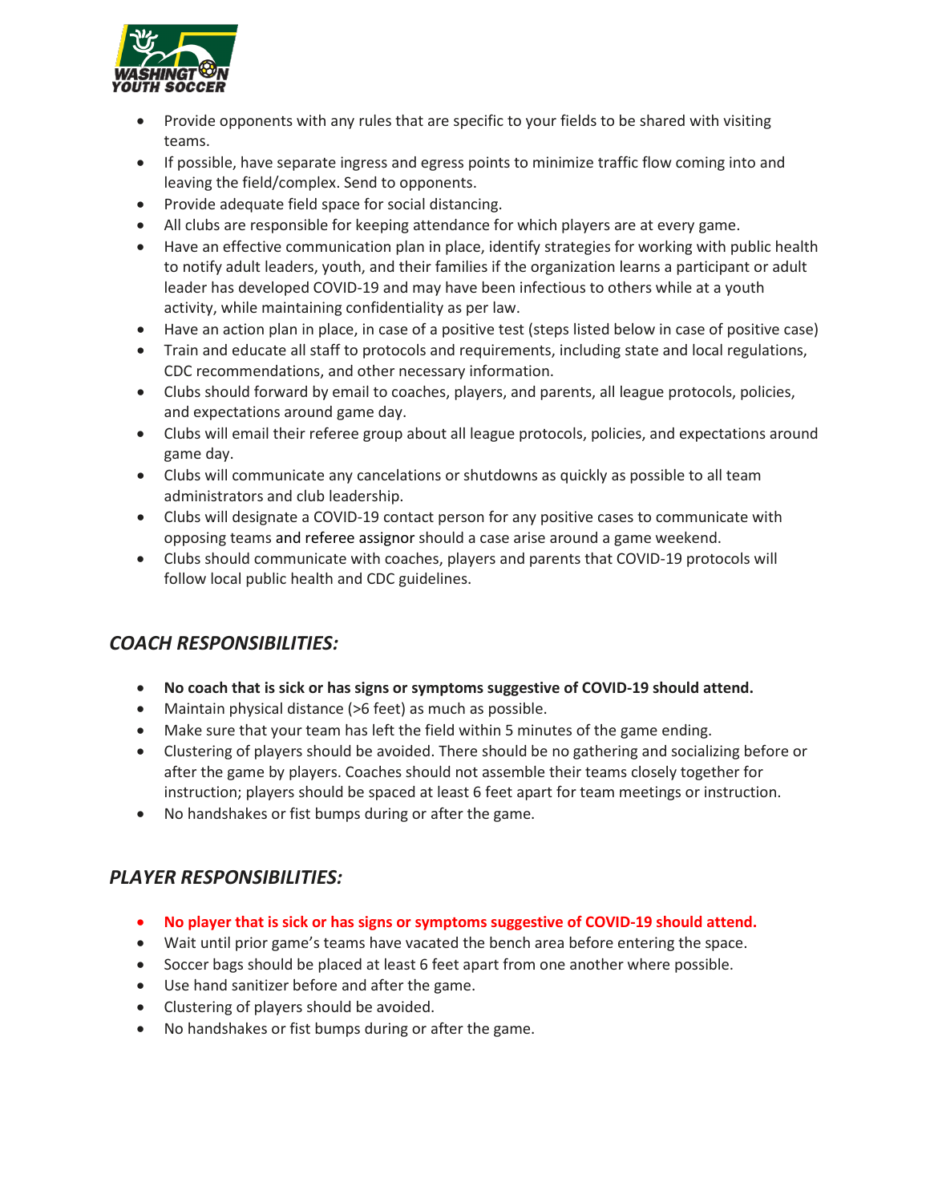- Provide opponents with any rules that are specific to your fields to be shared with visiting teams.
- If possible, have separate ingress and egress points to minimize traffic flow coming into and leaving the field/complex. Send to opponents.
- Provide adequate field space for social distancing.
- All clubs are responsible for keeping attendance for which players are at every game.
- Have an effective communication plan in place, identify strategies for working with public health to notify adult leaders, youth, and their families if the organization learns a participant or adult leader has developed COVID-19 and may have been infectious to others while at a youth activity, while maintaining confidentiality as per law.
- Have an action plan in place, in case of a positive test (steps listed below in case of positive case)
- Train and educate all staff to protocols and requirements, including state and local regulations, CDC recommendations, and other necessary information.
- Clubs should forward by email to coaches, players, and parents, all league protocols, policies, and expectations around game day.
- Clubs will email their referee group about all league protocols, policies, and expectations around game day.
- Clubs will communicate any cancelations or shutdowns as quickly as possible to all team administrators and club leadership.
- Clubs will designate a COVID-19 contact person for any positive cases to communicate with opposing teams and referee assignor should a case arise around a game weekend.
- Clubs should communicate with coaches, players and parents that COVID-19 protocols will follow local public health and CDC guidelines.

## *COACH RESPONSIBILITIES:*

- **No coach that is sick or has signs or symptoms suggestive of COVID-19 should attend.**
- Maintain physical distance (>6 feet) as much as possible.
- Make sure that your team has left the field within 5 minutes of the game ending.
- Clustering of players should be avoided. There should be no gathering and socializing before or after the game by players. Coaches should not assemble their teams closely together for instruction; players should be spaced at least 6 feet apart for team meetings or instruction.
- No handshakes or fist bumps during or after the game.

## *PLAYER RESPONSIBILITIES:*

- **No player that is sick or has signs or symptoms suggestive of COVID-19 should attend.**
- Wait until prior game's teams have vacated the bench area before entering the space.
- Soccer bags should be placed at least 6 feet apart from one another where possible.
- Use hand sanitizer before and after the game.
- Clustering of players should be avoided.
- No handshakes or fist bumps during or after the game.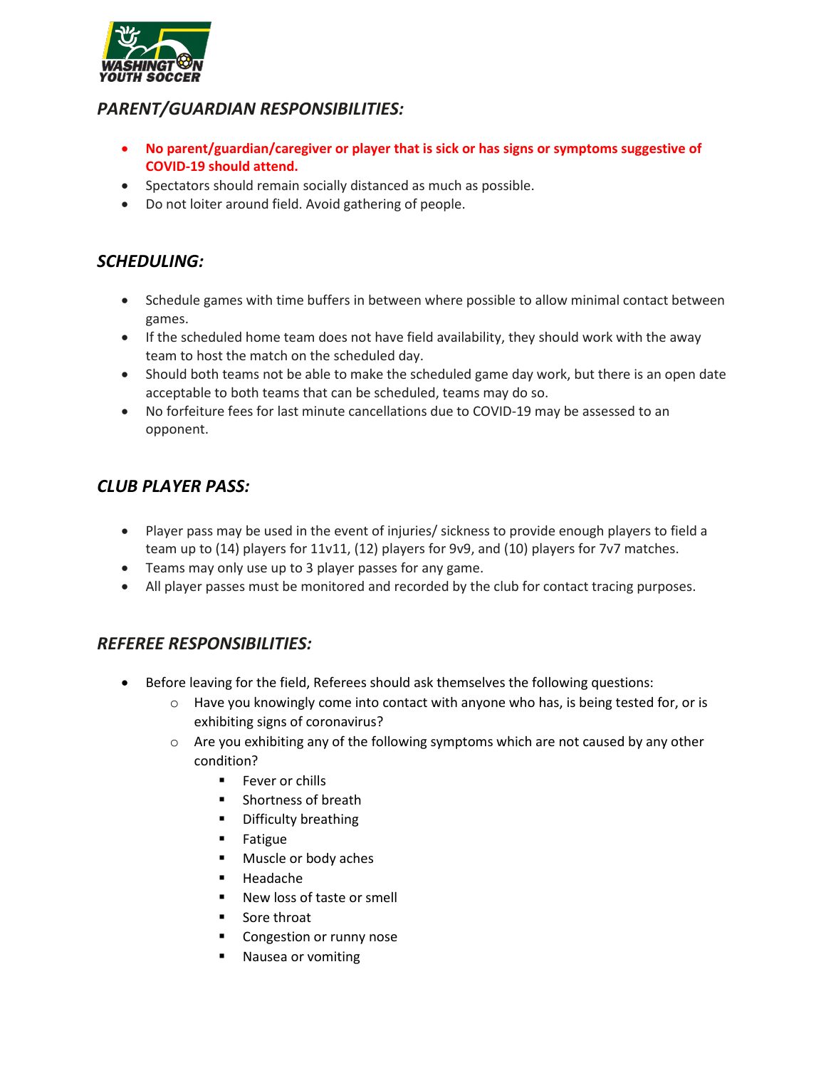## *PARENT/GUARDIAN RESPONSIBILITIES:*

- **No parent/guardian/caregiver or player that is sick or has signs or symptoms suggestive of COVID-19 should attend.**
- Spectators should remain socially distanced as much as possible.
- Do not loiter around field. Avoid gathering of people.

## *SCHEDULING:*

- Schedule games with time buffers in between where possible to allow minimal contact between games.
- If the scheduled home team does not have field availability, they should work with the away team to host the match on the scheduled day.
- Should both teams not be able to make the scheduled game day work, but there is an open date acceptable to both teams that can be scheduled, teams may do so.
- No forfeiture fees for last minute cancellations due to COVID-19 may be assessed to an opponent.

## *CLUB PLAYER PASS:*

- Player pass may be used in the event of injuries/ sickness to provide enough players to field a team up to (14) players for 11v11, (12) players for 9v9, and (10) players for 7v7 matches.
- Teams may only use up to 3 player passes for any game.
- All player passes must be monitored and recorded by the club for contact tracing purposes.

## *REFEREE RESPONSIBILITIES:*

- Before leaving for the field, Referees should ask themselves the following questions:
  - Have you knowingly come into contact with anyone who has, is being tested for, or is exhibiting signs of coronavirus?
  - Are you exhibiting any of the following symptoms which are not caused by any other condition?
    - Fever or chills
    - Shortness of breath
    - Difficulty breathing
    - Fatigue
    - Muscle or body aches
    - Headache
    - New loss of taste or smell
    - Sore throat
    - Congestion or runny nose
    - Nausea or vomiting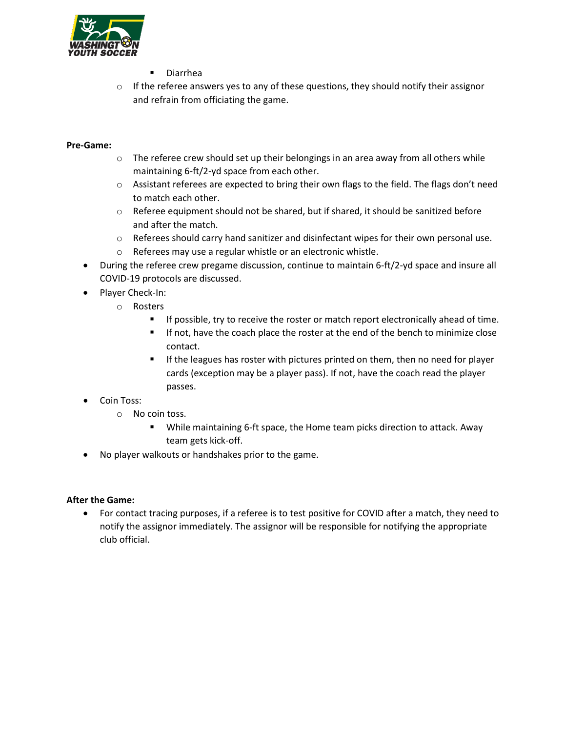- Diarrhea
    - If the referee answers yes to any of these questions, they should notify their assignor and refrain from officiating the game.

**Pre-Game:**

- The referee crew should set up their belongings in an area away from all others while maintaining 6-ft/2-yd space from each other.
- Assistant referees are expected to bring their own flags to the field. The flags don't need to match each other.
- Referee equipment should not be shared, but if shared, it should be sanitized before and after the match.
- Referees should carry hand sanitizer and disinfectant wipes for their own personal use.
- Referees may use a regular whistle or an electronic whistle.

- During the referee crew pregame discussion, continue to maintain 6-ft/2-yd space and insure all COVID-19 protocols are discussed.
- Player Check-In:
    - Rosters
        - If possible, try to receive the roster or match report electronically ahead of time.
        - If not, have the coach place the roster at the end of the bench to minimize close contact.
        - If the leagues has roster with pictures printed on them, then no need for player cards (exception may be a player pass). If not, have the coach read the player passes.
- Coin Toss:
    - No coin toss.
        - While maintaining 6-ft space, the Home team picks direction to attack. Away team gets kick-off.
- No player walkouts or handshakes prior to the game.

**After the Game:**

- For contact tracing purposes, if a referee is to test positive for COVID after a match, they need to notify the assignor immediately. The assignor will be responsible for notifying the appropriate club official.